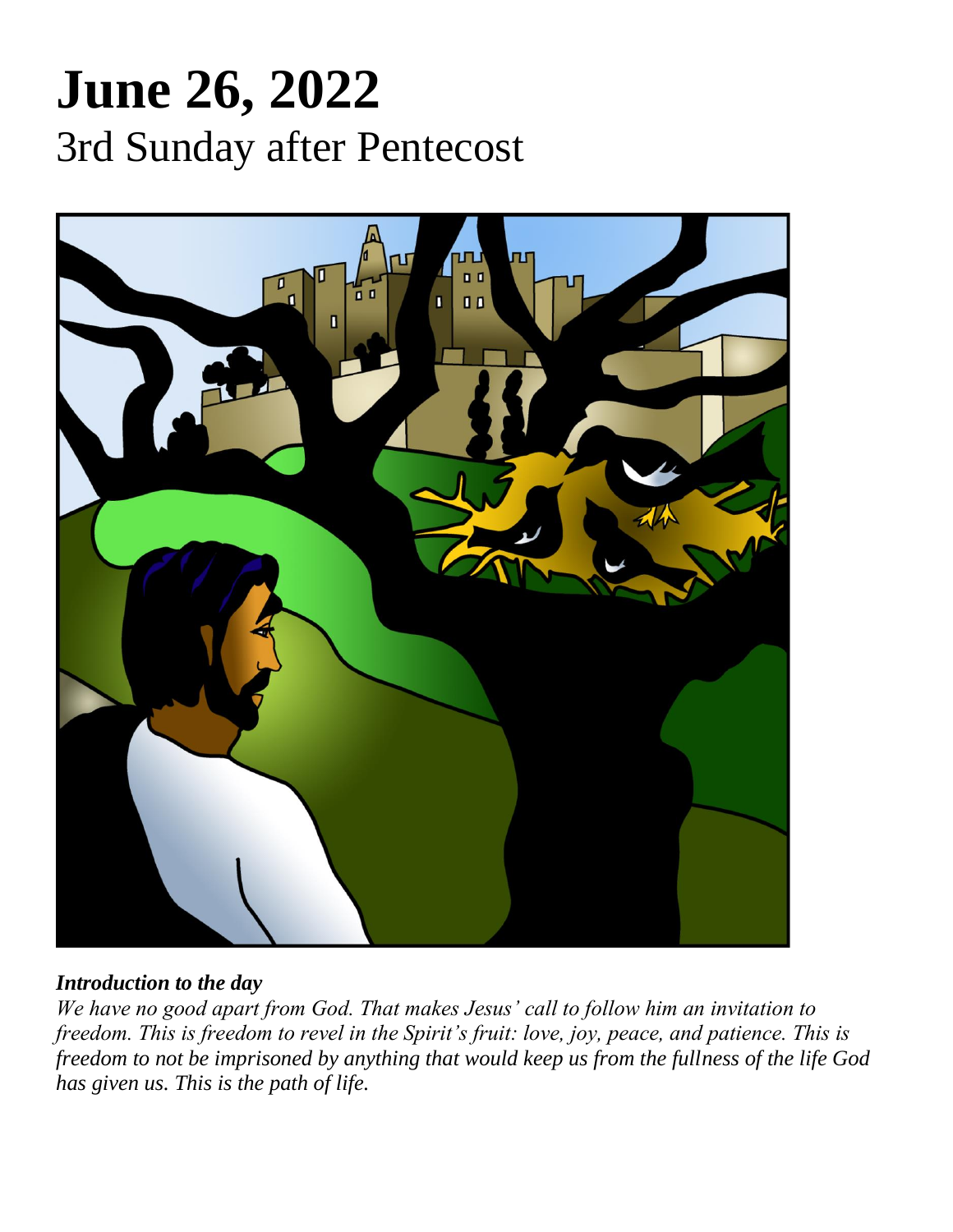# June 26, 2022

## 3rd Sunday after Pentecost

***Introduction to the day***

*We have no good apart from God. That makes Jesus' call to follow him an invitation to freedom. This is freedom to revel in the Spirit's fruit: love, joy, peace, and patience. This is freedom to not be imprisoned by anything that would keep us from the fullness of the life God has given us. This is the path of life.*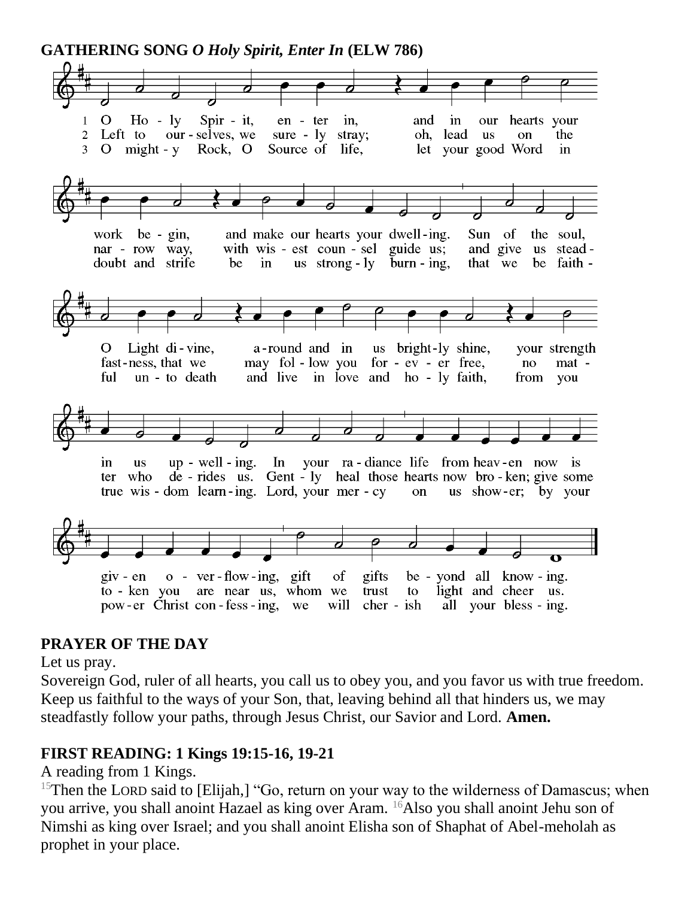**GATHERING SONG *O Holy Spirit, Enter In* (ELW 786)**

1 O Holy Spirit, enter in, and in our hearts your work begin, and make our hearts your dwelling. Sun of the soul, O Light divine, around and in us brightly shine, your strength in us upwelling. In your radiance life from heaven now is given overflowing, gift of gifts beyond all knowing.

2 Left to ourselves, we surely stray; oh, lead us on the narrow way, with wisest counsel guide us; and give us steadfastness, that we may follow you forever free, no matter who derides us. Gently heal those hearts now broken; give some token you are near us, whom we trust to light and cheer us.

3 O mighty Rock, O Source of life, let your good Word in doubt and strife be in us strongly burning, that we be faithful unto death and live in love and holy faith, from you true wisdom learning. Lord, your mercy on us shower; by your power Christ confessing, we will cherish all your blessing.

**PRAYER OF THE DAY**

Let us pray.

Sovereign God, ruler of all hearts, you call us to obey you, and you favor us with true freedom. Keep us faithful to the ways of your Son, that, leaving behind all that hinders us, we may steadfastly follow your paths, through Jesus Christ, our Savior and Lord. **Amen.**

**FIRST READING: 1 Kings 19:15-16, 19-21**

A reading from 1 Kings.

[15]Then the LORD said to [Elijah,] "Go, return on your way to the wilderness of Damascus; when you arrive, you shall anoint Hazael as king over Aram. [16]Also you shall anoint Jehu son of Nimshi as king over Israel; and you shall anoint Elisha son of Shaphat of Abel-meholah as prophet in your place.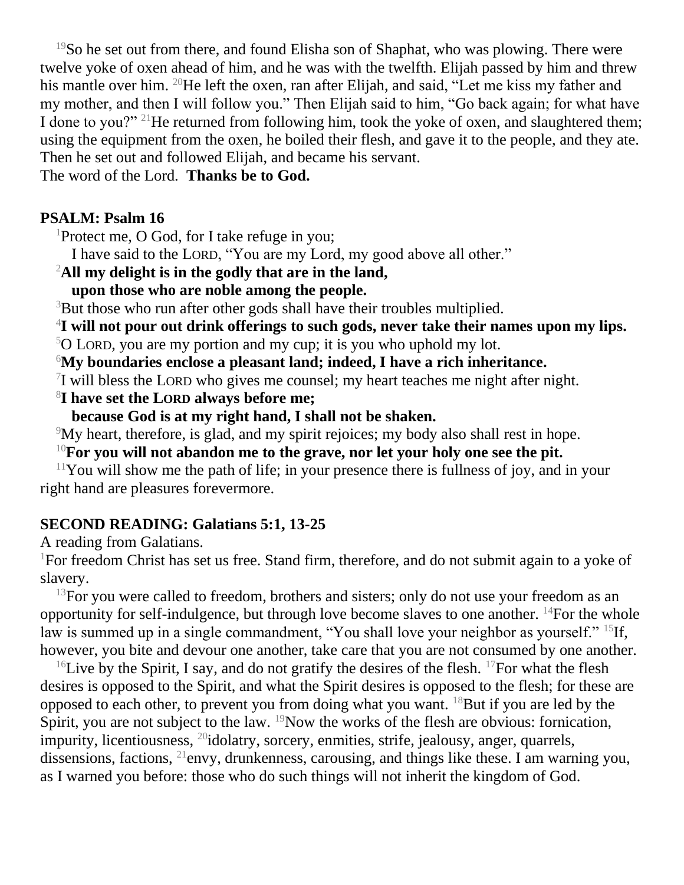[19]So he set out from there, and found Elisha son of Shaphat, who was plowing. There were twelve yoke of oxen ahead of him, and he was with the twelfth. Elijah passed by him and threw his mantle over him. [20]He left the oxen, ran after Elijah, and said, "Let me kiss my father and my mother, and then I will follow you." Then Elijah said to him, "Go back again; for what have I done to you?" [21]He returned from following him, took the yoke of oxen, and slaughtered them; using the equipment from the oxen, he boiled their flesh, and gave it to the people, and they ate. Then he set out and followed Elijah, and became his servant.
The word of the Lord. **Thanks be to God.**

**PSALM: Psalm 16**

[1]Protect me, O God, for I take refuge in you;
I have said to the LORD, "You are my Lord, my good above all other."
[2]**All my delight is in the godly that are in the land,**
**upon those who are noble among the people.**
[3]But those who run after other gods shall have their troubles multiplied.
[4]**I will not pour out drink offerings to such gods, never take their names upon my lips.**
[5]O LORD, you are my portion and my cup; it is you who uphold my lot.
[6]**My boundaries enclose a pleasant land; indeed, I have a rich inheritance.**
[7]I will bless the LORD who gives me counsel; my heart teaches me night after night.
[8]**I have set the LORD always before me;**
**because God is at my right hand, I shall not be shaken.**
[9]My heart, therefore, is glad, and my spirit rejoices; my body also shall rest in hope.
[10]**For you will not abandon me to the grave, nor let your holy one see the pit.**
[11]You will show me the path of life; in your presence there is fullness of joy, and in your right hand are pleasures forevermore.

**SECOND READING: Galatians 5:1, 13-25**

A reading from Galatians.
[1]For freedom Christ has set us free. Stand firm, therefore, and do not submit again to a yoke of slavery.
[13]For you were called to freedom, brothers and sisters; only do not use your freedom as an opportunity for self-indulgence, but through love become slaves to one another. [14]For the whole law is summed up in a single commandment, "You shall love your neighbor as yourself." [15]If, however, you bite and devour one another, take care that you are not consumed by one another.
[16]Live by the Spirit, I say, and do not gratify the desires of the flesh. [17]For what the flesh desires is opposed to the Spirit, and what the Spirit desires is opposed to the flesh; for these are opposed to each other, to prevent you from doing what you want. [18]But if you are led by the Spirit, you are not subject to the law. [19]Now the works of the flesh are obvious: fornication, impurity, licentiousness, [20]idolatry, sorcery, enmities, strife, jealousy, anger, quarrels, dissensions, factions, [21]envy, drunkenness, carousing, and things like these. I am warning you, as I warned you before: those who do such things will not inherit the kingdom of God.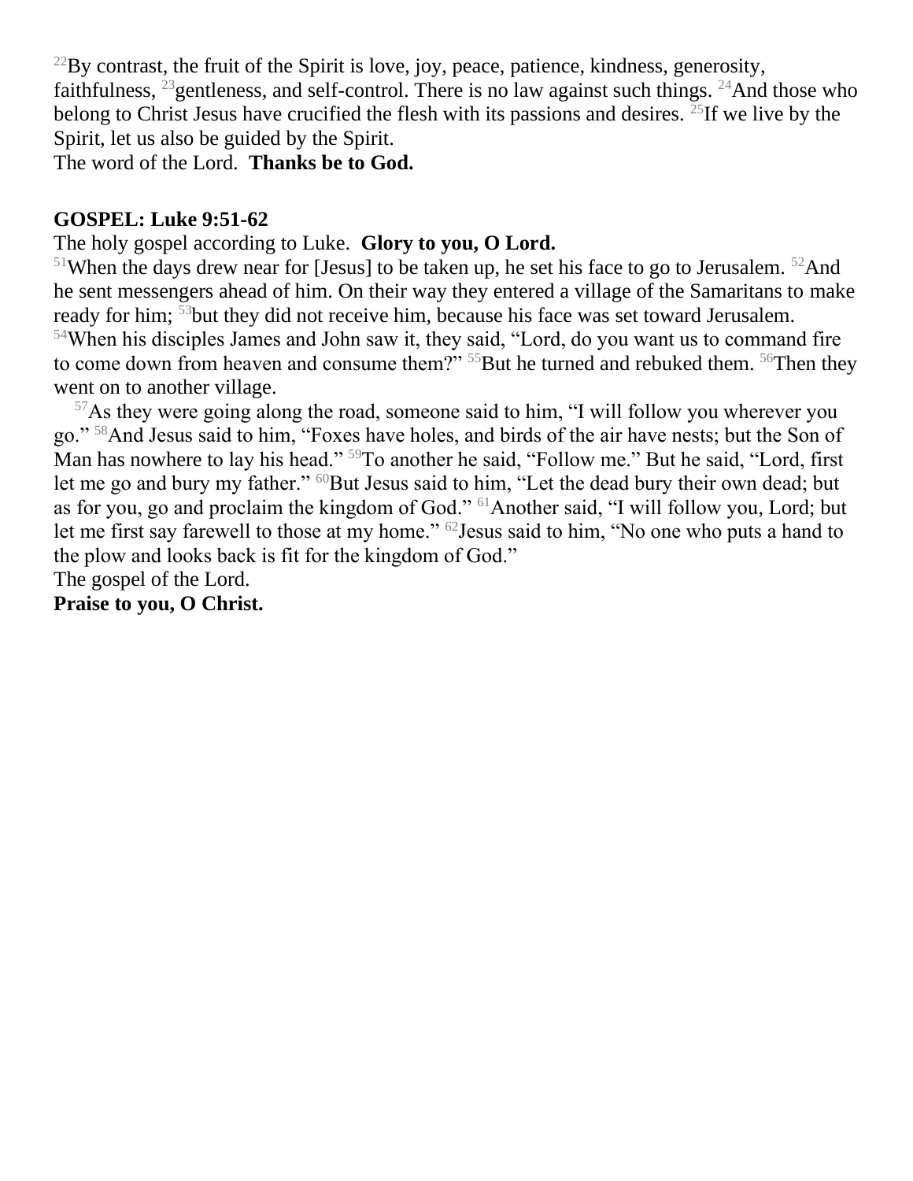[22]By contrast, the fruit of the Spirit is love, joy, peace, patience, kindness, generosity, faithfulness, [23]gentleness, and self-control. There is no law against such things. [24]And those who belong to Christ Jesus have crucified the flesh with its passions and desires. [25]If we live by the Spirit, let us also be guided by the Spirit.
The word of the Lord. **Thanks be to God.**

**GOSPEL: Luke 9:51-62**

The holy gospel according to Luke. **Glory to you, O Lord.**
[51]When the days drew near for [Jesus] to be taken up, he set his face to go to Jerusalem. [52]And he sent messengers ahead of him. On their way they entered a village of the Samaritans to make ready for him; [53]but they did not receive him, because his face was set toward Jerusalem. [54]When his disciples James and John saw it, they said, "Lord, do you want us to command fire to come down from heaven and consume them?" [55]But he turned and rebuked them. [56]Then they went on to another village.

[57]As they were going along the road, someone said to him, "I will follow you wherever you go." [58]And Jesus said to him, "Foxes have holes, and birds of the air have nests; but the Son of Man has nowhere to lay his head." [59]To another he said, "Follow me." But he said, "Lord, first let me go and bury my father." [60]But Jesus said to him, "Let the dead bury their own dead; but as for you, go and proclaim the kingdom of God." [61]Another said, "I will follow you, Lord; but let me first say farewell to those at my home." [62]Jesus said to him, "No one who puts a hand to the plow and looks back is fit for the kingdom of God."
The gospel of the Lord.
**Praise to you, O Christ.**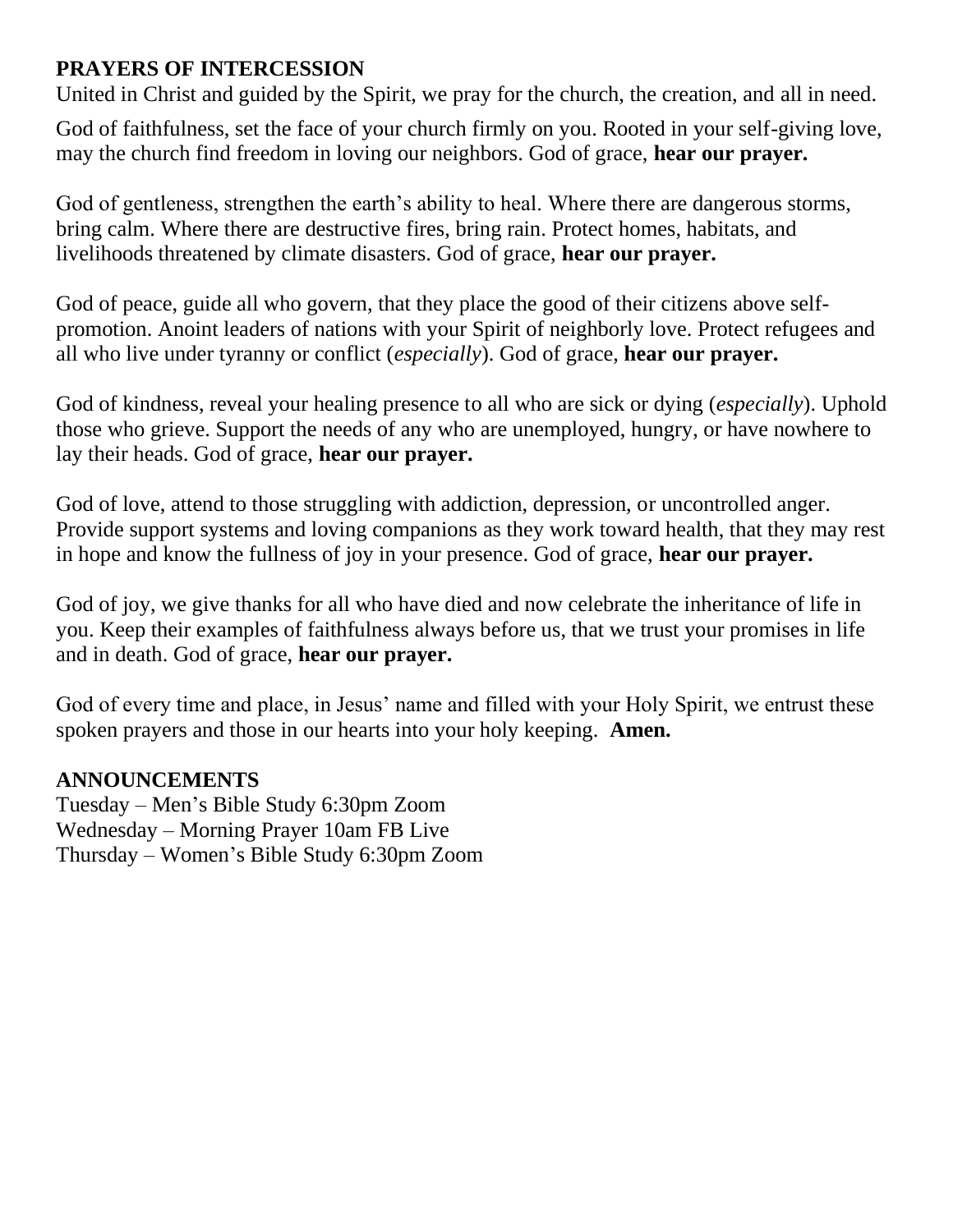**PRAYERS OF INTERCESSION**

United in Christ and guided by the Spirit, we pray for the church, the creation, and all in need.

God of faithfulness, set the face of your church firmly on you. Rooted in your self-giving love, may the church find freedom in loving our neighbors. God of grace, **hear our prayer.**

God of gentleness, strengthen the earth's ability to heal. Where there are dangerous storms, bring calm. Where there are destructive fires, bring rain. Protect homes, habitats, and livelihoods threatened by climate disasters. God of grace, **hear our prayer.**

God of peace, guide all who govern, that they place the good of their citizens above self-promotion. Anoint leaders of nations with your Spirit of neighborly love. Protect refugees and all who live under tyranny or conflict (*especially*). God of grace, **hear our prayer.**

God of kindness, reveal your healing presence to all who are sick or dying (*especially*). Uphold those who grieve. Support the needs of any who are unemployed, hungry, or have nowhere to lay their heads. God of grace, **hear our prayer.**

God of love, attend to those struggling with addiction, depression, or uncontrolled anger. Provide support systems and loving companions as they work toward health, that they may rest in hope and know the fullness of joy in your presence. God of grace, **hear our prayer.**

God of joy, we give thanks for all who have died and now celebrate the inheritance of life in you. Keep their examples of faithfulness always before us, that we trust your promises in life and in death. God of grace, **hear our prayer.**

God of every time and place, in Jesus' name and filled with your Holy Spirit, we entrust these spoken prayers and those in our hearts into your holy keeping. **Amen.**

**ANNOUNCEMENTS**

Tuesday – Men's Bible Study 6:30pm Zoom
Wednesday – Morning Prayer 10am FB Live
Thursday – Women's Bible Study 6:30pm Zoom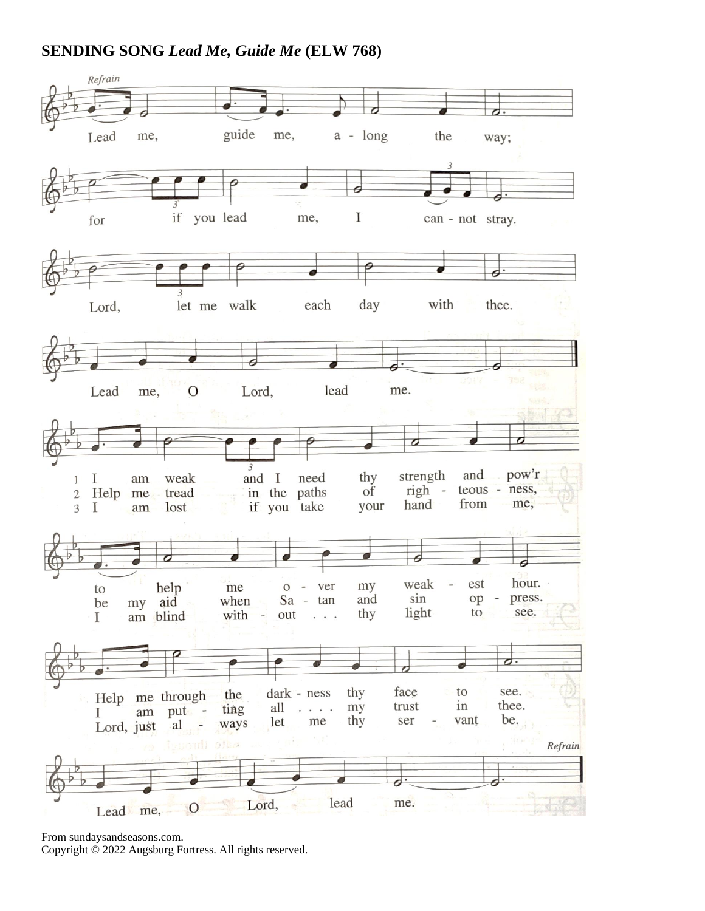**SENDING SONG** ***Lead Me, Guide Me*** **(ELW 768)**

From sundaysandseasons.com.
Copyright © 2022 Augsburg Fortress. All rights reserved.